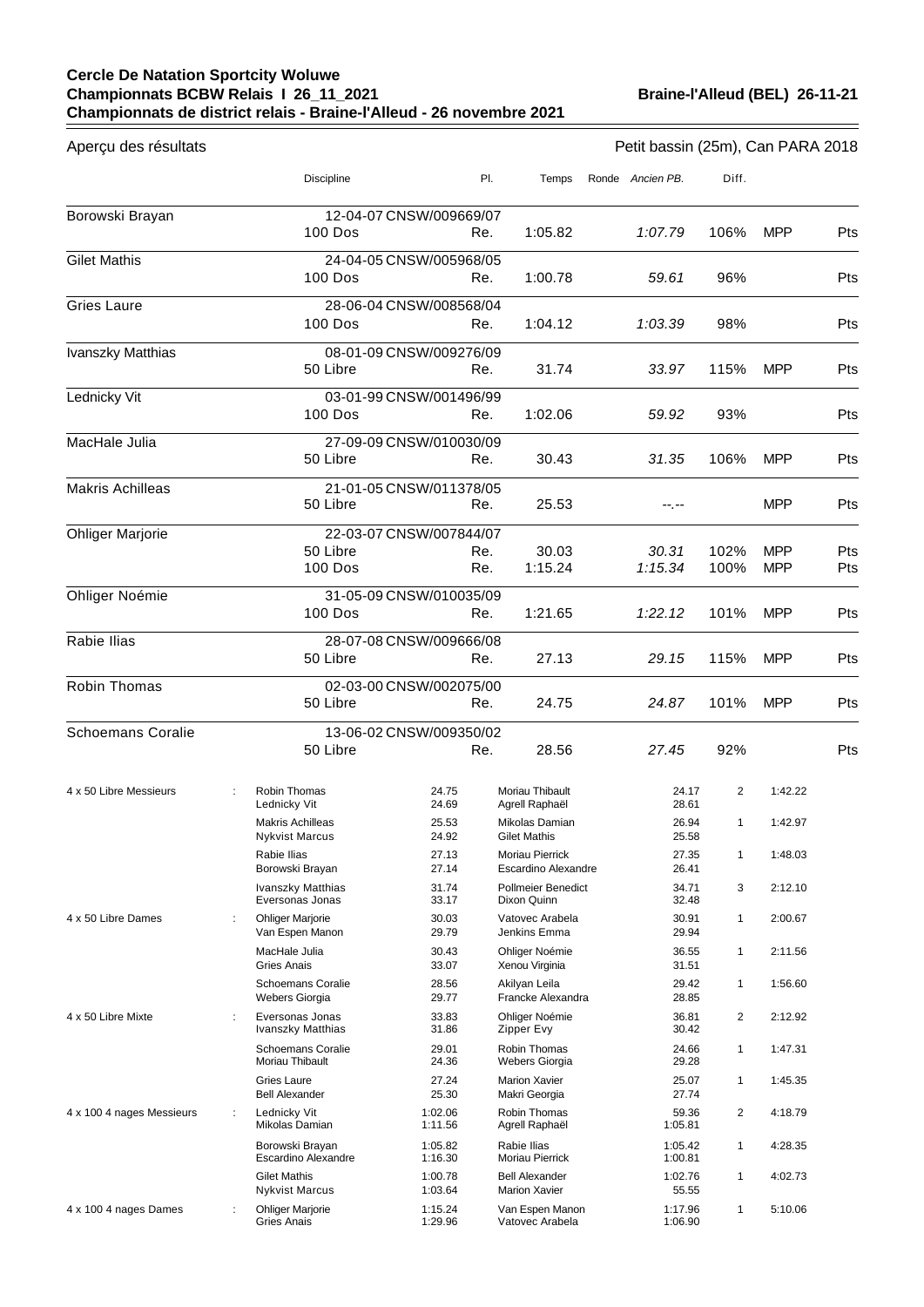**Cercle De Natation Sportcity Woluwe**
**Championnats BCBW Relais I 26_11_2021** — **Braine-l'Alleud (BEL) 26-11-21**
**Championnats de district relais - Braine-l'Alleud - 26 novembre 2021**

Aperçu des résultats — Petit bassin (25m), Can PARA 2018

| Nom | Discipline | Pl. | Temps | Ronde | Ancien PB. | Diff. | | |
|---|---|---|---|---|---|---|---|---|
| **Borowski Brayan** | 12-04-07 CNSW/009669/07 | | | | | | | |
| | 100 Dos | Re. | 1:05.82 | | *1:07.79* | 106% | MPP | Pts |
| **Gilet Mathis** | 24-04-05 CNSW/005968/05 | | | | | | | |
| | 100 Dos | Re. | 1:00.78 | | *59.61* | 96% | | Pts |
| **Gries Laure** | 28-06-04 CNSW/008568/04 | | | | | | | |
| | 100 Dos | Re. | 1:04.12 | | *1:03.39* | 98% | | Pts |
| **Ivanszky Matthias** | 08-01-09 CNSW/009276/09 | | | | | | | |
| | 50 Libre | Re. | 31.74 | | *33.97* | 115% | MPP | Pts |
| **Lednicky Vit** | 03-01-99 CNSW/001496/99 | | | | | | | |
| | 100 Dos | Re. | 1:02.06 | | *59.92* | 93% | | Pts |
| **MacHale Julia** | 27-09-09 CNSW/010030/09 | | | | | | | |
| | 50 Libre | Re. | 30.43 | | *31.35* | 106% | MPP | Pts |
| **Makris Achilleas** | 21-01-05 CNSW/011378/05 | | | | | | | |
| | 50 Libre | Re. | 25.53 | | --.-- | | MPP | Pts |
| **Ohliger Marjorie** | 22-03-07 CNSW/007844/07 | | | | | | | |
| | 50 Libre | Re. | 30.03 | | *30.31* | 102% | MPP | Pts |
| | 100 Dos | Re. | 1:15.24 | | *1:15.34* | 100% | MPP | Pts |
| **Ohliger Noémie** | 31-05-09 CNSW/010035/09 | | | | | | | |
| | 100 Dos | Re. | 1:21.65 | | *1:22.12* | 101% | MPP | Pts |
| **Rabie Ilias** | 28-07-08 CNSW/009666/08 | | | | | | | |
| | 50 Libre | Re. | 27.13 | | *29.15* | 115% | MPP | Pts |
| **Robin Thomas** | 02-03-00 CNSW/002075/00 | | | | | | | |
| | 50 Libre | Re. | 24.75 | | *24.87* | 101% | MPP | Pts |
| **Schoemans Coralie** | 13-06-02 CNSW/009350/02 | | | | | | | |
| | 50 Libre | Re. | 28.56 | | *27.45* | 92% | | Pts |

| Épreuve | Nageur | Temps | Nageur | Temps | Pl. | Total |
|---|---|---|---|---|---|---|
| 4 x 50 Libre Messieurs | Robin Thomas | 24.75 | Moriau Thibault | 24.17 | 2 | 1:42.22 |
| | Lednicky Vit | 24.69 | Agrell Raphaël | 28.61 | | |
| | Makris Achilleas | 25.53 | Mikolas Damian | 26.94 | 1 | 1:42.97 |
| | Nykvist Marcus | 24.92 | Gilet Mathis | 25.58 | | |
| | Rabie Ilias | 27.13 | Moriau Pierrick | 27.35 | 1 | 1:48.03 |
| | Borowski Brayan | 27.14 | Escardino Alexandre | 26.41 | | |
| | Ivanszky Matthias | 31.74 | Pollmeier Benedict | 34.71 | 3 | 2:12.10 |
| | Eversonas Jonas | 33.17 | Dixon Quinn | 32.48 | | |
| 4 x 50 Libre Dames | Ohliger Marjorie | 30.03 | Vatovec Arabela | 30.91 | 1 | 2:00.67 |
| | Van Espen Manon | 29.79 | Jenkins Emma | 29.94 | | |
| | MacHale Julia | 30.43 | Ohliger Noémie | 36.55 | 1 | 2:11.56 |
| | Gries Anais | 33.07 | Xenou Virginia | 31.51 | | |
| | Schoemans Coralie | 28.56 | Akilyan Leila | 29.42 | 1 | 1:56.60 |
| | Webers Giorgia | 29.77 | Francke Alexandra | 28.85 | | |
| 4 x 50 Libre Mixte | Eversonas Jonas | 33.83 | Ohliger Noémie | 36.81 | 2 | 2:12.92 |
| | Ivanszky Matthias | 31.86 | Zipper Evy | 30.42 | | |
| | Schoemans Coralie | 29.01 | Robin Thomas | 24.66 | 1 | 1:47.31 |
| | Moriau Thibault | 24.36 | Webers Giorgia | 29.28 | | |
| | Gries Laure | 27.24 | Marion Xavier | 25.07 | 1 | 1:45.35 |
| | Bell Alexander | 25.30 | Makri Georgia | 27.74 | | |
| 4 x 100 4 nages Messieurs | Lednicky Vit | 1:02.06 | Robin Thomas | 59.36 | 2 | 4:18.79 |
| | Mikolas Damian | 1:11.56 | Agrell Raphaël | 1:05.81 | | |
| | Borowski Brayan | 1:05.82 | Rabie Ilias | 1:05.42 | 1 | 4:28.35 |
| | Escardino Alexandre | 1:16.30 | Moriau Pierrick | 1:00.81 | | |
| | Gilet Mathis | 1:00.78 | Bell Alexander | 1:02.76 | 1 | 4:02.73 |
| | Nykvist Marcus | 1:03.64 | Marion Xavier | 55.55 | | |
| 4 x 100 4 nages Dames | Ohliger Marjorie | 1:15.24 | Van Espen Manon | 1:17.96 | 1 | 5:10.06 |
| | Gries Anais | 1:29.96 | Vatovec Arabela | 1:06.90 | | |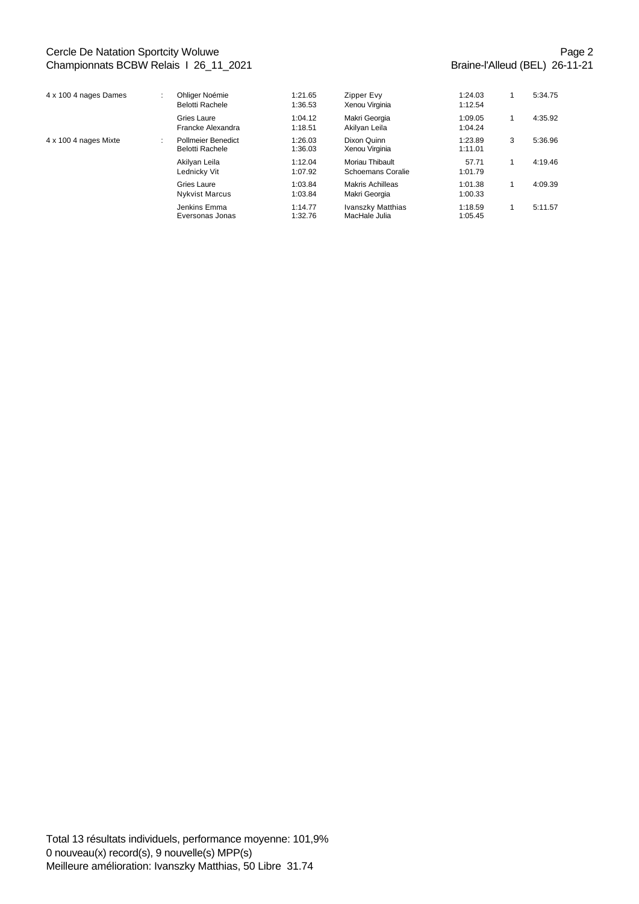| | | | | | | | |
|---|---|---|---|---|---|---|---|
| 4 x 100 4 nages Dames | : | Ohliger Noémie<br>Belotti Rachele | 1:21.65<br>1:36.53 | Zipper Evy<br>Xenou Virginia | 1:24.03<br>1:12.54 | 1 | 5:34.75 |
| | | Gries Laure<br>Francke Alexandra | 1:04.12<br>1:18.51 | Makri Georgia<br>Akilyan Leila | 1:09.05<br>1:04.24 | 1 | 4:35.92 |
| 4 x 100 4 nages Mixte | : | Pollmeier Benedict<br>Belotti Rachele | 1:26.03<br>1:36.03 | Dixon Quinn<br>Xenou Virginia | 1:23.89<br>1:11.01 | 3 | 5:36.96 |
| | | Akilyan Leila<br>Lednicky Vit | 1:12.04<br>1:07.92 | Moriau Thibault<br>Schoemans Coralie | 57.71<br>1:01.79 | 1 | 4:19.46 |
| | | Gries Laure<br>Nykvist Marcus | 1:03.84<br>1:03.84 | Makris Achilleas<br>Makri Georgia | 1:01.38<br>1:00.33 | 1 | 4:09.39 |
| | | Jenkins Emma<br>Eversonas Jonas | 1:14.77<br>1:32.76 | Ivanszky Matthias<br>MacHale Julia | 1:18.59<br>1:05.45 | 1 | 5:11.57 |

Total 13 résultats individuels, performance moyenne: 101,9%
0 nouveau(x) record(s), 9 nouvelle(s) MPP(s)
Meilleure amélioration: Ivanszky Matthias, 50 Libre 31.74